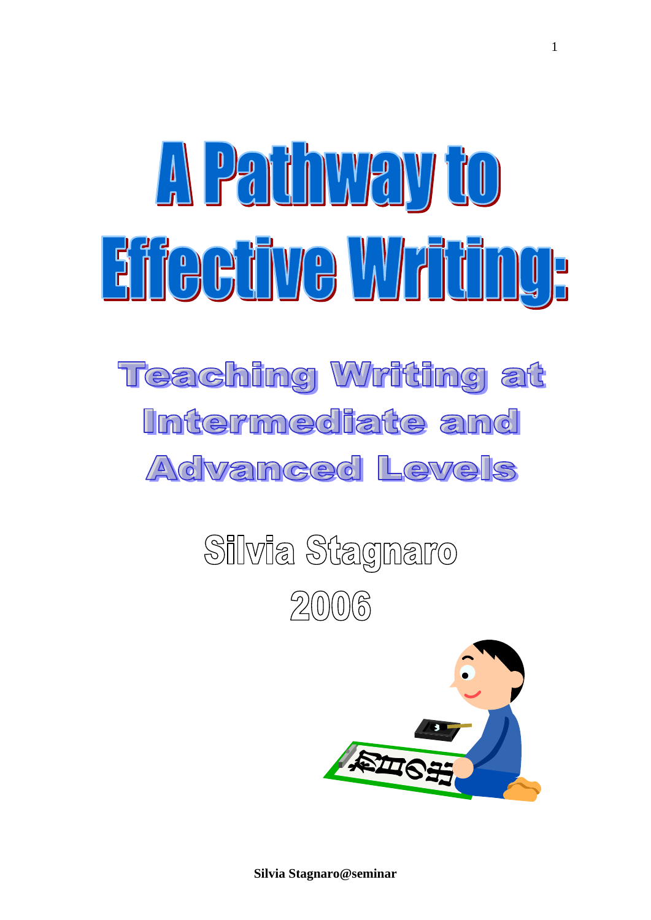# A Pathway to Effective Writing:

## Teaching Writing at Intermediate and Advanced Levels

**Silvia Stagnaro**

**2006**

**Silvia Stagnaro@seminar**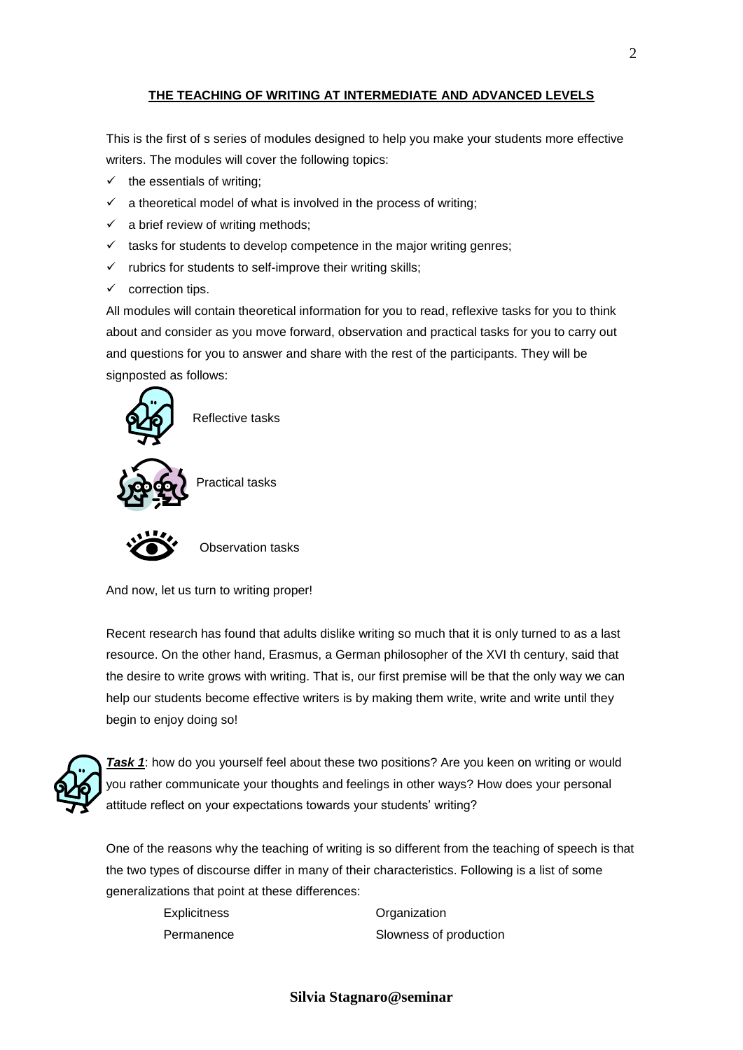## THE TEACHING OF WRITING AT INTERMEDIATE AND ADVANCED LEVELS

This is the first of s series of modules designed to help you make your students more effective writers. The modules will cover the following topics:

- ✓ the essentials of writing;
- ✓ a theoretical model of what is involved in the process of writing;
- ✓ a brief review of writing methods;
- ✓ tasks for students to develop competence in the major writing genres;
- ✓ rubrics for students to self-improve their writing skills;
- ✓ correction tips.

All modules will contain theoretical information for you to read, reflexive tasks for you to think about and consider as you move forward, observation and practical tasks for you to carry out and questions for you to answer and share with the rest of the participants. They will be signposted as follows:

Reflective tasks

Practical tasks

Observation tasks

And now, let us turn to writing proper!

Recent research has found that adults dislike writing so much that it is only turned to as a last resource. On the other hand, Erasmus, a German philosopher of the XVI th century, said that the desire to write grows with writing. That is, our first premise will be that the only way we can help our students become effective writers is by making them write, write and write until they begin to enjoy doing so!

***Task 1***: how do you yourself feel about these two positions? Are you keen on writing or would you rather communicate your thoughts and feelings in other ways? How does your personal attitude reflect on your expectations towards your students' writing?

One of the reasons why the teaching of writing is so different from the teaching of speech is that the two types of discourse differ in many of their characteristics. Following is a list of some generalizations that point at these differences:

| | |
|---|---|
| Explicitness | Organization |
| Permanence | Slowness of production |

**Silvia Stagnaro@seminar**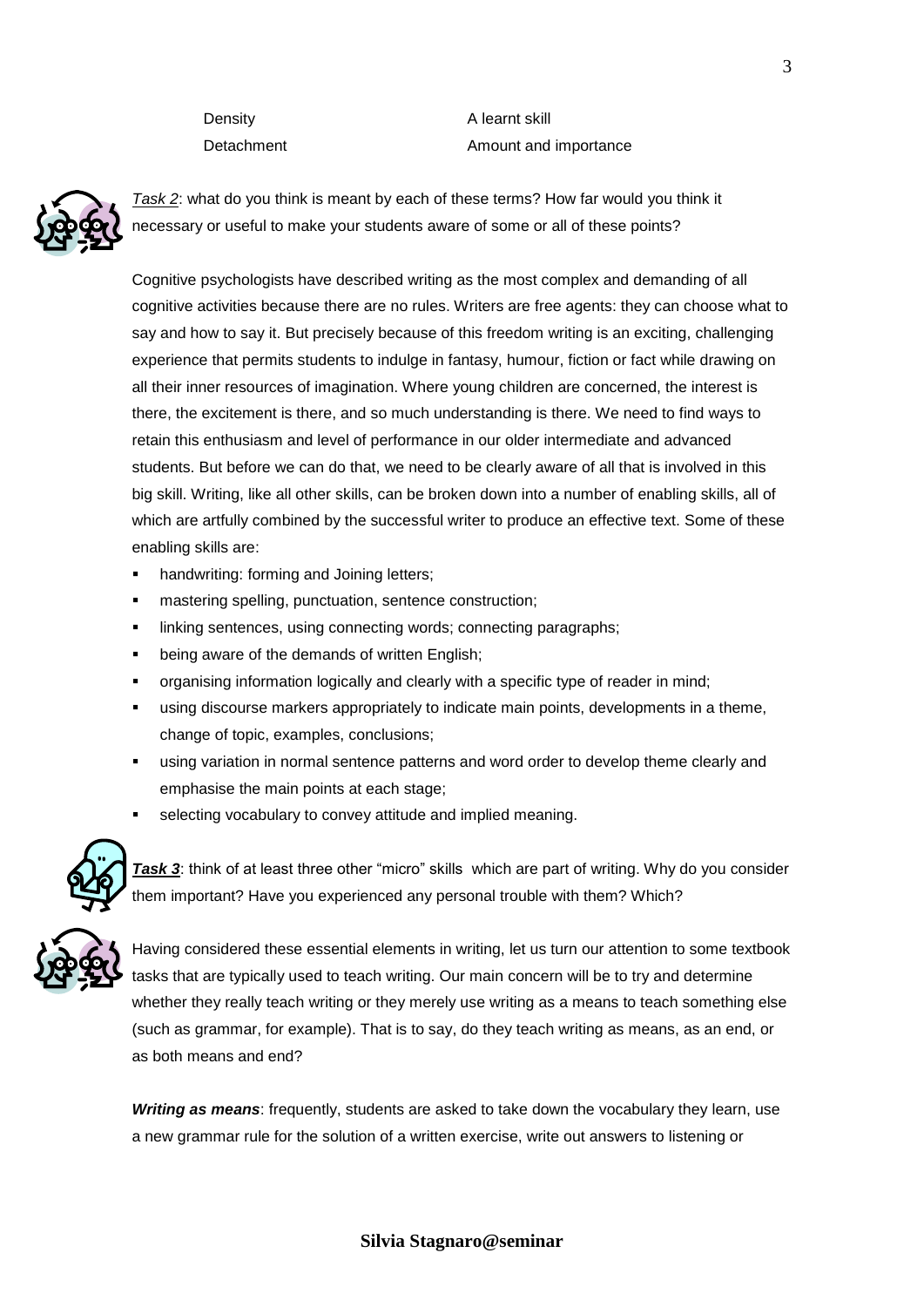| | |
|---|---|
| Density | A learnt skill |
| Detachment | Amount and importance |

*Task 2*: what do you think is meant by each of these terms? How far would you think it necessary or useful to make your students aware of some or all of these points?

Cognitive psychologists have described writing as the most complex and demanding of all cognitive activities because there are no rules. Writers are free agents: they can choose what to say and how to say it. But precisely because of this freedom writing is an exciting, challenging experience that permits students to indulge in fantasy, humour, fiction or fact while drawing on all their inner resources of imagination. Where young children are concerned, the interest is there, the excitement is there, and so much understanding is there. We need to find ways to retain this enthusiasm and level of performance in our older intermediate and advanced students. But before we can do that, we need to be clearly aware of all that is involved in this big skill. Writing, like all other skills, can be broken down into a number of enabling skills, all of which are artfully combined by the successful writer to produce an effective text. Some of these enabling skills are:

- handwriting: forming and Joining letters;
- mastering spelling, punctuation, sentence construction;
- linking sentences, using connecting words; connecting paragraphs;
- being aware of the demands of written English;
- organising information logically and clearly with a specific type of reader in mind;
- using discourse markers appropriately to indicate main points, developments in a theme, change of topic, examples, conclusions;
- using variation in normal sentence patterns and word order to develop theme clearly and emphasise the main points at each stage;
- selecting vocabulary to convey attitude and implied meaning.

***Task 3***: think of at least three other "micro" skills which are part of writing. Why do you consider them important? Have you experienced any personal trouble with them? Which?

Having considered these essential elements in writing, let us turn our attention to some textbook tasks that are typically used to teach writing. Our main concern will be to try and determine whether they really teach writing or they merely use writing as a means to teach something else (such as grammar, for example). That is to say, do they teach writing as means, as an end, or as both means and end?

***Writing as means***: frequently, students are asked to take down the vocabulary they learn, use a new grammar rule for the solution of a written exercise, write out answers to listening or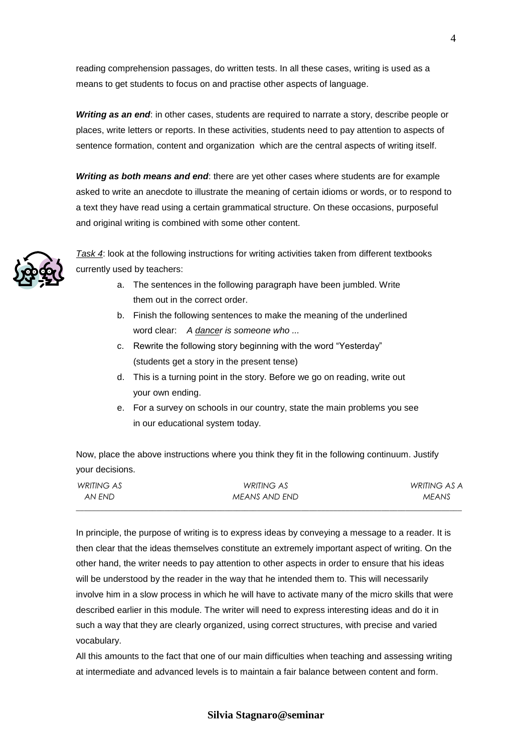reading comprehension passages, do written tests. In all these cases, writing is used as a means to get students to focus on and practise other aspects of language.

***Writing as an end***: in other cases, students are required to narrate a story, describe people or places, write letters or reports. In these activities, students need to pay attention to aspects of sentence formation, content and organization which are the central aspects of writing itself.

***Writing as both means and end***: there are yet other cases where students are for example asked to write an anecdote to illustrate the meaning of certain idioms or words, or to respond to a text they have read using a certain grammatical structure. On these occasions, purposeful and original writing is combined with some other content.

*Task 4*: look at the following instructions for writing activities taken from different textbooks currently used by teachers:

a. The sentences in the following paragraph have been jumbled. Write them out in the correct order.
b. Finish the following sentences to make the meaning of the underlined word clear: *A dancer is someone who ...*
c. Rewrite the following story beginning with the word "Yesterday" (students get a story in the present tense)
d. This is a turning point in the story. Before we go on reading, write out your own ending.
e. For a survey on schools in our country, state the main problems you see in our educational system today.

Now, place the above instructions where you think they fit in the following continuum. Justify your decisions.

| WRITING AS AN END | WRITING AS MEANS AND END | WRITING AS A MEANS |
|---|---|---|

In principle, the purpose of writing is to express ideas by conveying a message to a reader. It is then clear that the ideas themselves constitute an extremely important aspect of writing. On the other hand, the writer needs to pay attention to other aspects in order to ensure that his ideas will be understood by the reader in the way that he intended them to. This will necessarily involve him in a slow process in which he will have to activate many of the micro skills that were described earlier in this module. The writer will need to express interesting ideas and do it in such a way that they are clearly organized, using correct structures, with precise and varied vocabulary.

All this amounts to the fact that one of our main difficulties when teaching and assessing writing at intermediate and advanced levels is to maintain a fair balance between content and form.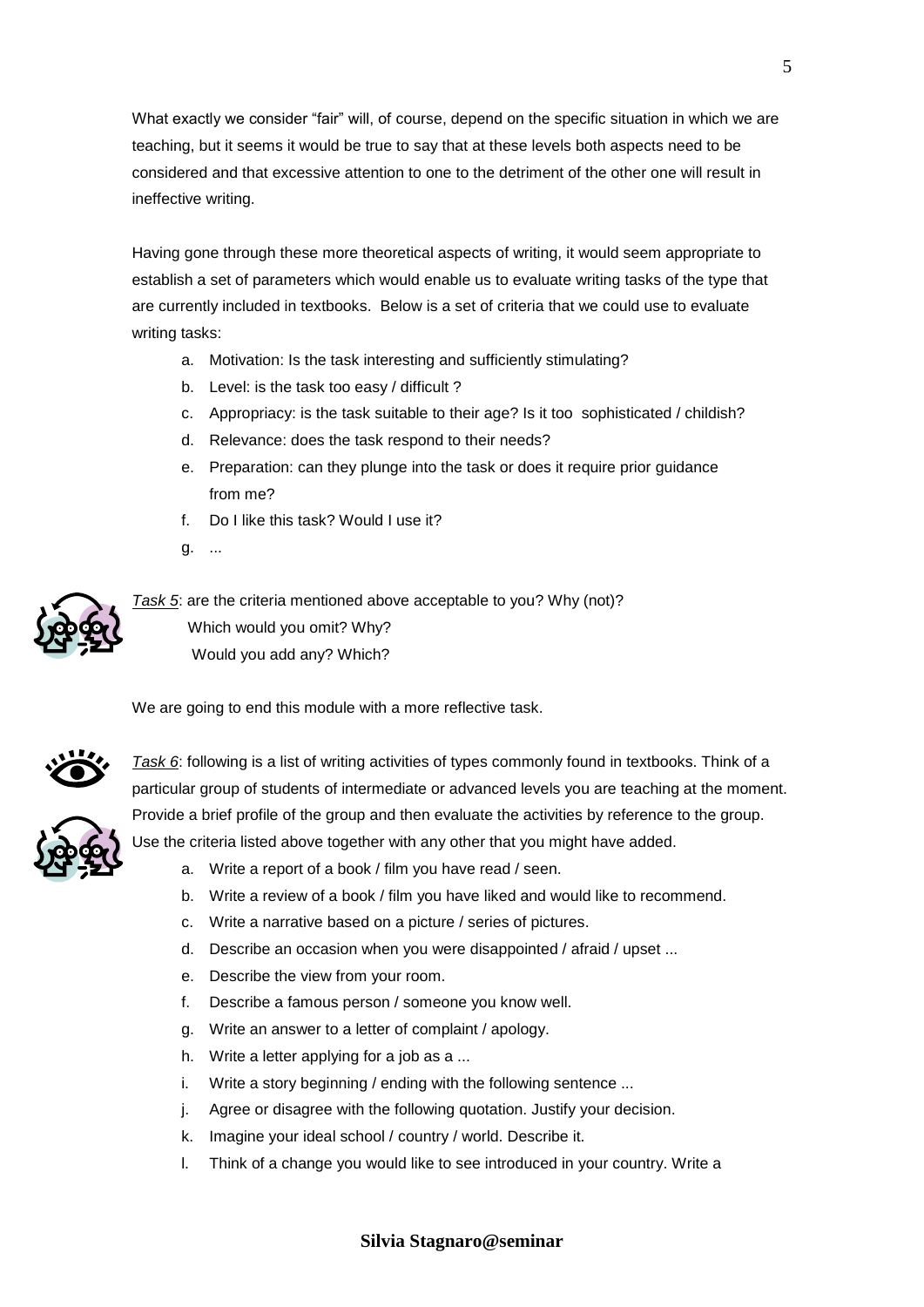What exactly we consider "fair" will, of course, depend on the specific situation in which we are teaching, but it seems it would be true to say that at these levels both aspects need to be considered and that excessive attention to one to the detriment of the other one will result in ineffective writing.

Having gone through these more theoretical aspects of writing, it would seem appropriate to establish a set of parameters which would enable us to evaluate writing tasks of the type that are currently included in textbooks. Below is a set of criteria that we could use to evaluate writing tasks:

a. Motivation: Is the task interesting and sufficiently stimulating?
b. Level: is the task too easy / difficult ?
c. Appropriacy: is the task suitable to their age? Is it too sophisticated / childish?
d. Relevance: does the task respond to their needs?
e. Preparation: can they plunge into the task or does it require prior guidance from me?
f. Do I like this task? Would I use it?
g. ...

_Task 5_: are the criteria mentioned above acceptable to you? Why (not)?
Which would you omit? Why?
Would you add any? Which?

We are going to end this module with a more reflective task.

_Task 6_: following is a list of writing activities of types commonly found in textbooks. Think of a particular group of students of intermediate or advanced levels you are teaching at the moment. Provide a brief profile of the group and then evaluate the activities by reference to the group. Use the criteria listed above together with any other that you might have added.

a. Write a report of a book / film you have read / seen.
b. Write a review of a book / film you have liked and would like to recommend.
c. Write a narrative based on a picture / series of pictures.
d. Describe an occasion when you were disappointed / afraid / upset ...
e. Describe the view from your room.
f. Describe a famous person / someone you know well.
g. Write an answer to a letter of complaint / apology.
h. Write a letter applying for a job as a ...
i. Write a story beginning / ending with the following sentence ...
j. Agree or disagree with the following quotation. Justify your decision.
k. Imagine your ideal school / country / world. Describe it.
l. Think of a change you would like to see introduced in your country. Write a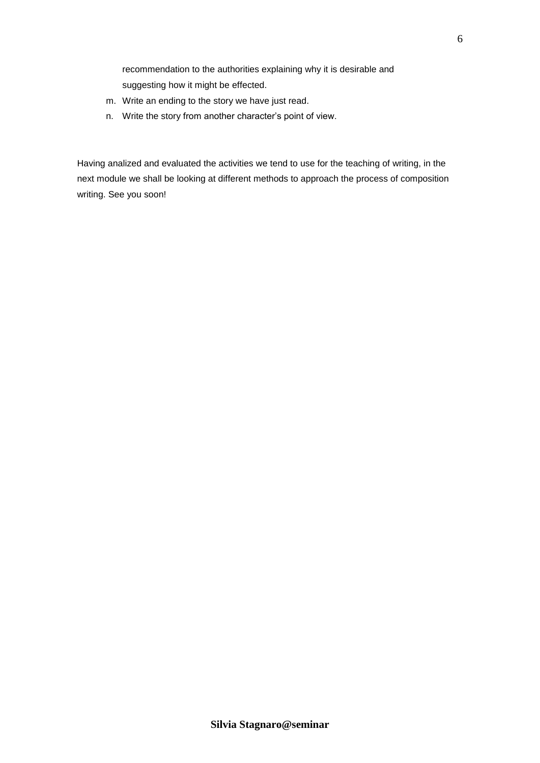recommendation to the authorities explaining why it is desirable and suggesting how it might be effected.

m. Write an ending to the story we have just read.
n. Write the story from another character's point of view.

Having analized and evaluated the activities we tend to use for the teaching of writing, in the next module we shall be looking at different methods to approach the process of composition writing. See you soon!